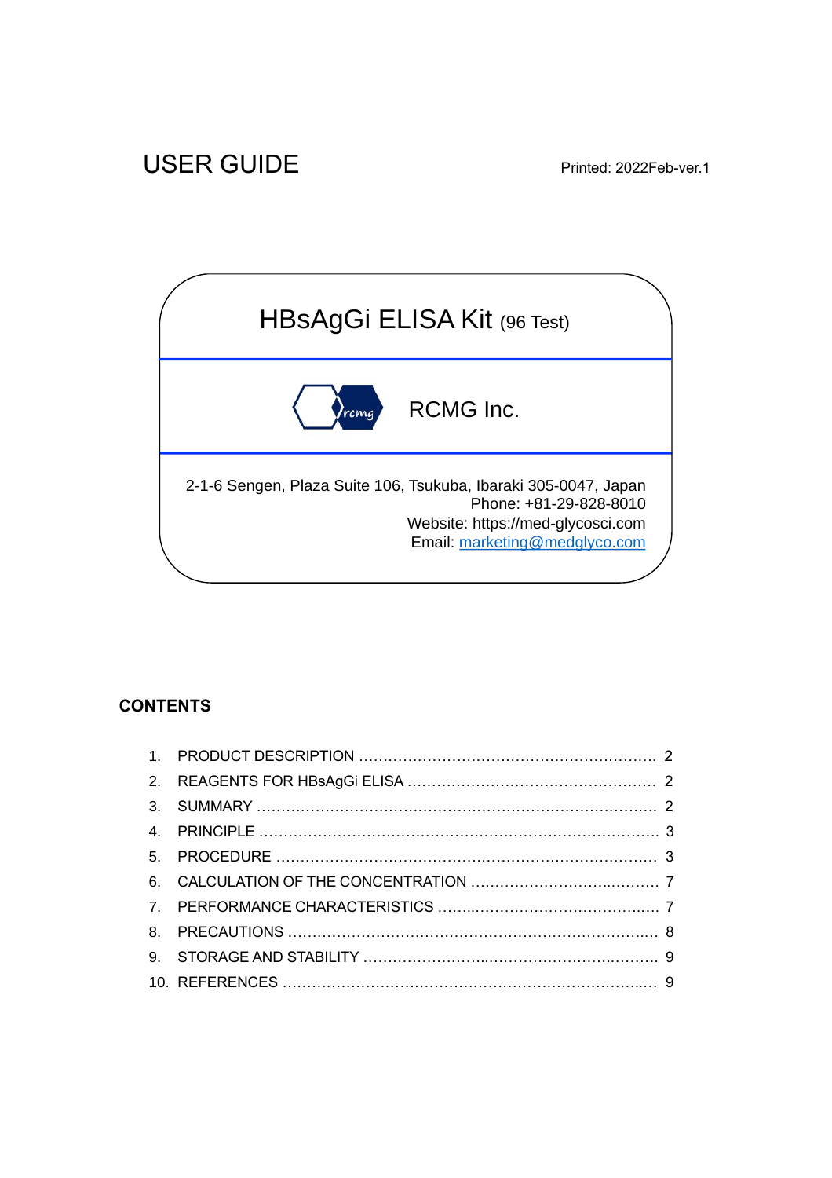USER GUIDE

Printed: 2022Feb-ver.1

# HBsAgGi ELISA Kit (96 Test)

RCMG Inc.

2-1-6 Sengen, Plaza Suite 106, Tsukuba, Ibaraki 305-0047, Japan
Phone: +81-29-828-8010
Website: https://med-glycosci.com
Email: marketing@medglyco.com

## CONTENTS

1. PRODUCT DESCRIPTION ........................................................ 2
2. REAGENTS FOR HBsAgGi ELISA ............................................. 2
3. SUMMARY ............................................................................. 2
4. PRINCIPLE ............................................................................ 3
5. PROCEDURE ......................................................................... 3
6. CALCULATION OF THE CONCENTRATION ................................ 7
7. PERFORMANCE CHARACTERISTICS ........................................ 7
8. PRECAUTIONS ...................................................................... 8
9. STORAGE AND STABILITY ..................................................... 9
10. REFERENCES ...................................................................... 9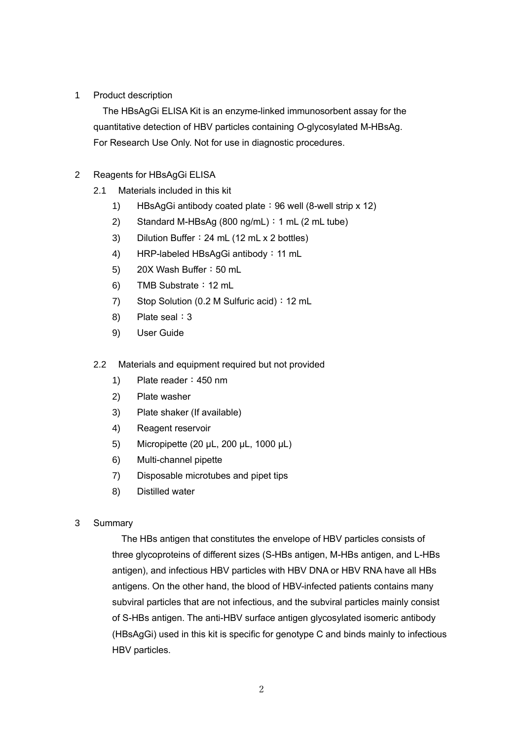## 1 Product description

The HBsAgGi ELISA Kit is an enzyme-linked immunosorbent assay for the quantitative detection of HBV particles containing *O*-glycosylated M-HBsAg. For Research Use Only. Not for use in diagnostic procedures.

## 2 Reagents for HBsAgGi ELISA

### 2.1 Materials included in this kit

1) HBsAgGi antibody coated plate：96 well (8-well strip x 12)
2) Standard M-HBsAg (800 ng/mL)：1 mL (2 mL tube)
3) Dilution Buffer：24 mL (12 mL x 2 bottles)
4) HRP-labeled HBsAgGi antibody：11 mL
5) 20X Wash Buffer：50 mL
6) TMB Substrate：12 mL
7) Stop Solution (0.2 M Sulfuric acid)：12 mL
8) Plate seal：3
9) User Guide

### 2.2 Materials and equipment required but not provided

1) Plate reader：450 nm
2) Plate washer
3) Plate shaker (If available)
4) Reagent reservoir
5) Micropipette (20 µL, 200 µL, 1000 µL)
6) Multi-channel pipette
7) Disposable microtubes and pipet tips
8) Distilled water

## 3 Summary

The HBs antigen that constitutes the envelope of HBV particles consists of three glycoproteins of different sizes (S-HBs antigen, M-HBs antigen, and L-HBs antigen), and infectious HBV particles with HBV DNA or HBV RNA have all HBs antigens. On the other hand, the blood of HBV-infected patients contains many subviral particles that are not infectious, and the subviral particles mainly consist of S-HBs antigen. The anti-HBV surface antigen glycosylated isomeric antibody (HBsAgGi) used in this kit is specific for genotype C and binds mainly to infectious HBV particles.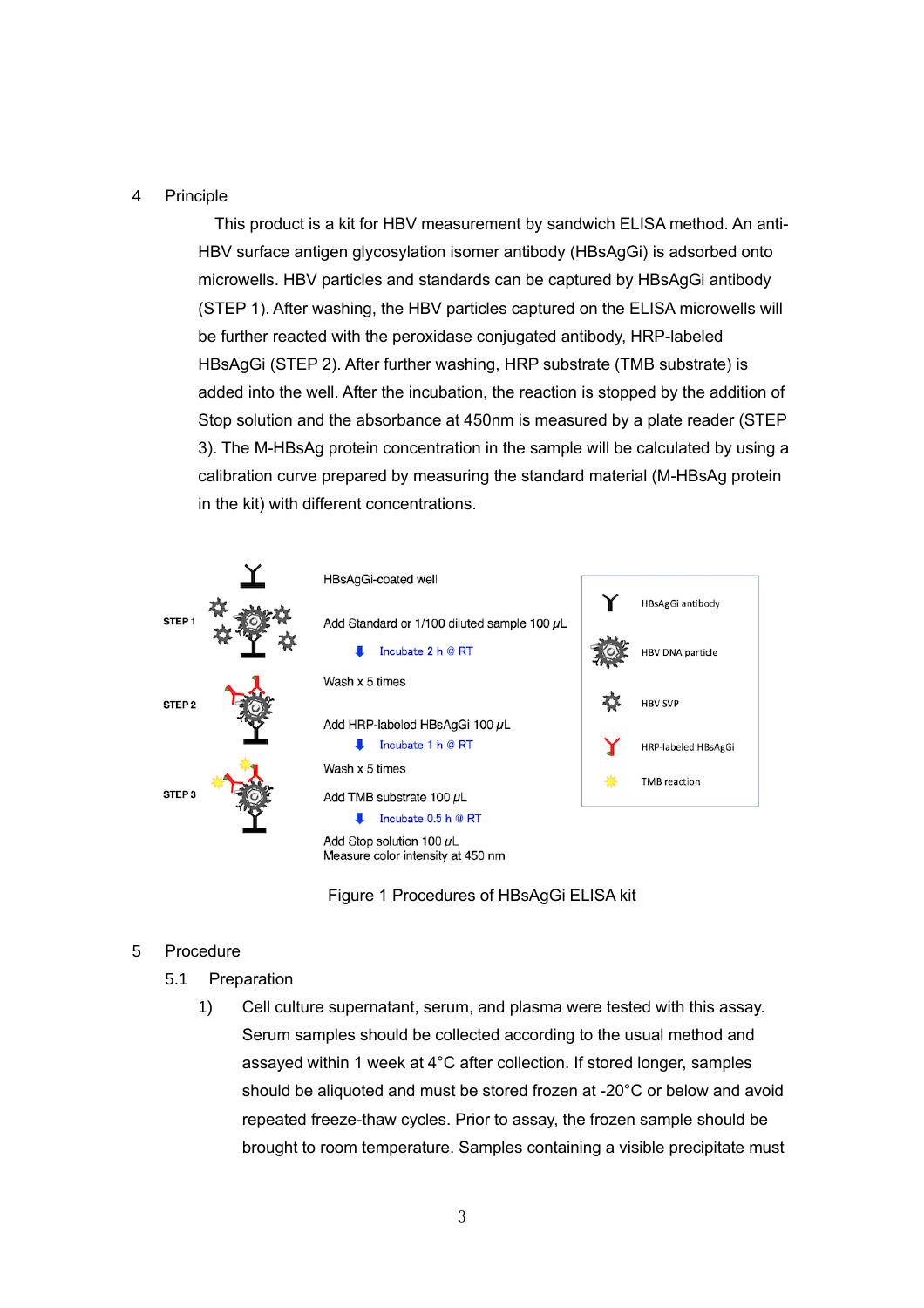## 4 Principle

This product is a kit for HBV measurement by sandwich ELISA method. An anti-HBV surface antigen glycosylation isomer antibody (HBsAgGi) is adsorbed onto microwells. HBV particles and standards can be captured by HBsAgGi antibody (STEP 1). After washing, the HBV particles captured on the ELISA microwells will be further reacted with the peroxidase conjugated antibody, HRP-labeled HBsAgGi (STEP 2). After further washing, HRP substrate (TMB substrate) is added into the well. After the incubation, the reaction is stopped by the addition of Stop solution and the absorbance at 450nm is measured by a plate reader (STEP 3). The M-HBsAg protein concentration in the sample will be calculated by using a calibration curve prepared by measuring the standard material (M-HBsAg protein in the kit) with different concentrations.

STEP 1

HBsAgGi-coated well

Add Standard or 1/100 diluted sample 100 μL

Incubate 2 h @ RT

Wash x 5 times

STEP 2

Add HRP-labeled HBsAgGi 100 μL

Incubate 1 h @ RT

Wash x 5 times

STEP 3

Add TMB substrate 100 μL

Incubate 0.5 h @ RT

Add Stop solution 100 μL
Measure color intensity at 450 nm

HBsAgGi antibody
HBV DNA particle
HBV SVP
HRP-labeled HBsAgGi
TMB reaction

Figure 1 Procedures of HBsAgGi ELISA kit

## 5 Procedure

### 5.1 Preparation

1) Cell culture supernatant, serum, and plasma were tested with this assay. Serum samples should be collected according to the usual method and assayed within 1 week at 4°C after collection. If stored longer, samples should be aliquoted and must be stored frozen at -20°C or below and avoid repeated freeze-thaw cycles. Prior to assay, the frozen sample should be brought to room temperature. Samples containing a visible precipitate must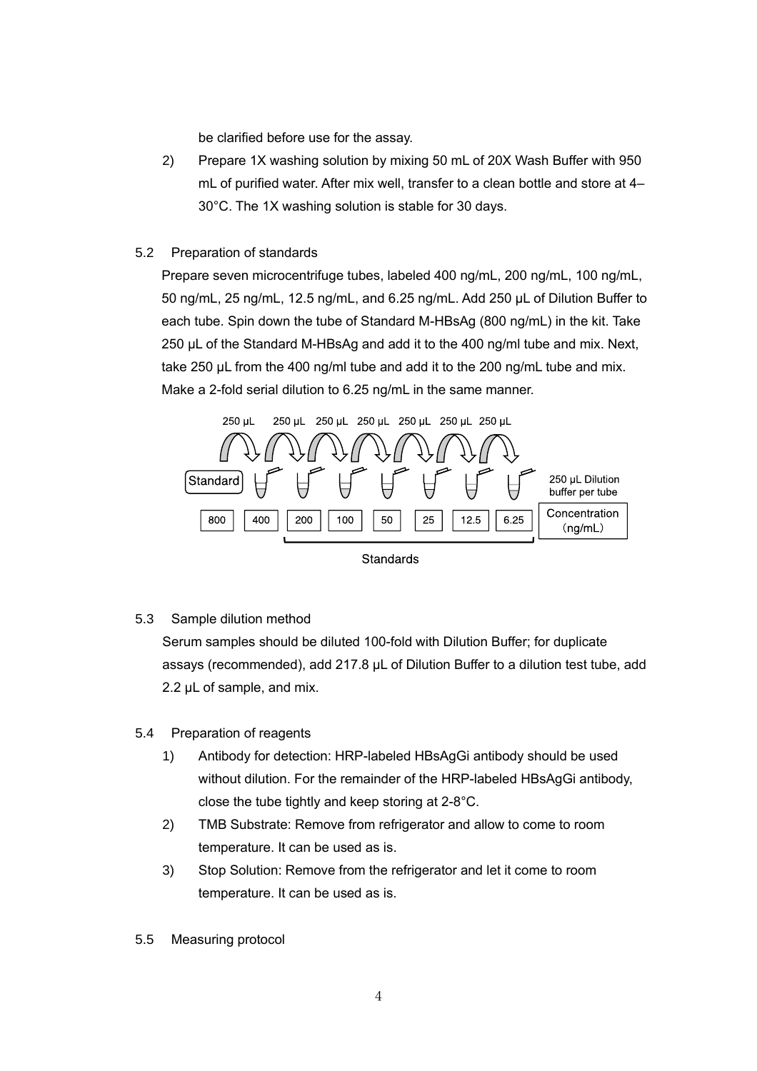be clarified before use for the assay.

2) Prepare 1X washing solution by mixing 50 mL of 20X Wash Buffer with 950 mL of purified water. After mix well, transfer to a clean bottle and store at 4–30°C. The 1X washing solution is stable for 30 days.

5.2 Preparation of standards

Prepare seven microcentrifuge tubes, labeled 400 ng/mL, 200 ng/mL, 100 ng/mL, 50 ng/mL, 25 ng/mL, 12.5 ng/mL, and 6.25 ng/mL. Add 250 μL of Dilution Buffer to each tube. Spin down the tube of Standard M-HBsAg (800 ng/mL) in the kit. Take 250 μL of the Standard M-HBsAg and add it to the 400 ng/ml tube and mix. Next, take 250 μL from the 400 ng/ml tube and add it to the 200 ng/mL tube and mix. Make a 2-fold serial dilution to 6.25 ng/mL in the same manner.

250 μL 250 μL 250 μL 250 μL 250 μL 250 μL 250 μL

Standard — 250 μL Dilution buffer per tube

| 800 | 400 | 200 | 100 | 50 | 25 | 12.5 | 6.25 | Concentration (ng/mL) |
|---|---|---|---|---|---|---|---|---|

Standards

5.3 Sample dilution method

Serum samples should be diluted 100-fold with Dilution Buffer; for duplicate assays (recommended), add 217.8 μL of Dilution Buffer to a dilution test tube, add 2.2 μL of sample, and mix.

5.4 Preparation of reagents

1) Antibody for detection: HRP-labeled HBsAgGi antibody should be used without dilution. For the remainder of the HRP-labeled HBsAgGi antibody, close the tube tightly and keep storing at 2-8°C.
2) TMB Substrate: Remove from refrigerator and allow to come to room temperature. It can be used as is.
3) Stop Solution: Remove from the refrigerator and let it come to room temperature. It can be used as is.

5.5 Measuring protocol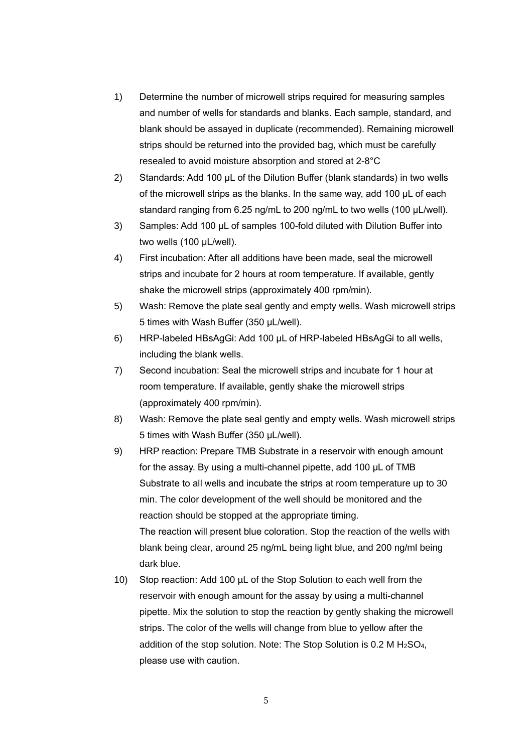1) Determine the number of microwell strips required for measuring samples and number of wells for standards and blanks. Each sample, standard, and blank should be assayed in duplicate (recommended). Remaining microwell strips should be returned into the provided bag, which must be carefully resealed to avoid moisture absorption and stored at 2-8°C

2) Standards: Add 100 µL of the Dilution Buffer (blank standards) in two wells of the microwell strips as the blanks. In the same way, add 100 µL of each standard ranging from 6.25 ng/mL to 200 ng/mL to two wells (100 µL/well).

3) Samples: Add 100 µL of samples 100-fold diluted with Dilution Buffer into two wells (100 µL/well).

4) First incubation: After all additions have been made, seal the microwell strips and incubate for 2 hours at room temperature. If available, gently shake the microwell strips (approximately 400 rpm/min).

5) Wash: Remove the plate seal gently and empty wells. Wash microwell strips 5 times with Wash Buffer (350 µL/well).

6) HRP-labeled HBsAgGi: Add 100 µL of HRP-labeled HBsAgGi to all wells, including the blank wells.

7) Second incubation: Seal the microwell strips and incubate for 1 hour at room temperature. If available, gently shake the microwell strips (approximately 400 rpm/min).

8) Wash: Remove the plate seal gently and empty wells. Wash microwell strips 5 times with Wash Buffer (350 µL/well).

9) HRP reaction: Prepare TMB Substrate in a reservoir with enough amount for the assay. By using a multi-channel pipette, add 100 µL of TMB Substrate to all wells and incubate the strips at room temperature up to 30 min. The color development of the well should be monitored and the reaction should be stopped at the appropriate timing.
   The reaction will present blue coloration. Stop the reaction of the wells with blank being clear, around 25 ng/mL being light blue, and 200 ng/ml being dark blue.

10) Stop reaction: Add 100 µL of the Stop Solution to each well from the reservoir with enough amount for the assay by using a multi-channel pipette. Mix the solution to stop the reaction by gently shaking the microwell strips. The color of the wells will change from blue to yellow after the addition of the stop solution. Note: The Stop Solution is 0.2 M $H_2SO_4$, please use with caution.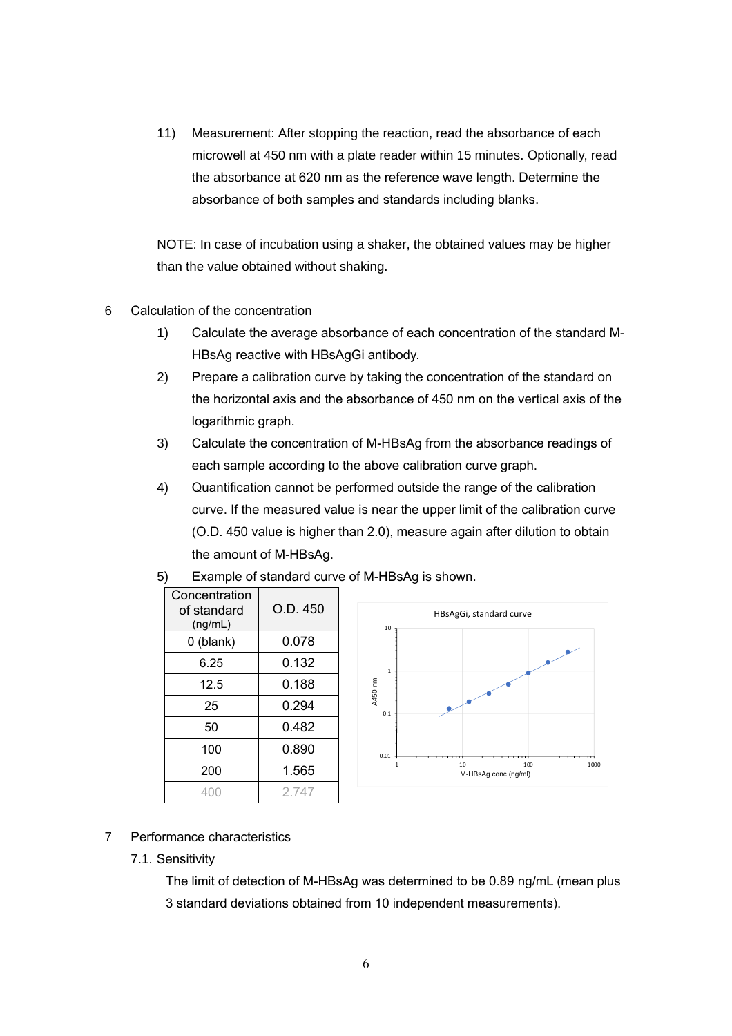11) Measurement: After stopping the reaction, read the absorbance of each microwell at 450 nm with a plate reader within 15 minutes. Optionally, read the absorbance at 620 nm as the reference wave length. Determine the absorbance of both samples and standards including blanks.

NOTE: In case of incubation using a shaker, the obtained values may be higher than the value obtained without shaking.

## 6 Calculation of the concentration

1) Calculate the average absorbance of each concentration of the standard M-HBsAg reactive with HBsAgGi antibody.
2) Prepare a calibration curve by taking the concentration of the standard on the horizontal axis and the absorbance of 450 nm on the vertical axis of the logarithmic graph.
3) Calculate the concentration of M-HBsAg from the absorbance readings of each sample according to the above calibration curve graph.
4) Quantification cannot be performed outside the range of the calibration curve. If the measured value is near the upper limit of the calibration curve (O.D. 450 value is higher than 2.0), measure again after dilution to obtain the amount of M-HBsAg.
5) Example of standard curve of M-HBsAg is shown.

| Concentration of standard (ng/mL) | O.D. 450 |
|---|---|
| 0 (blank) | 0.078 |
| 6.25 | 0.132 |
| 12.5 | 0.188 |
| 25 | 0.294 |
| 50 | 0.482 |
| 100 | 0.890 |
| 200 | 1.565 |
| 400 | 2.747 |

## 7 Performance characteristics

### 7.1. Sensitivity

The limit of detection of M-HBsAg was determined to be 0.89 ng/mL (mean plus 3 standard deviations obtained from 10 independent measurements).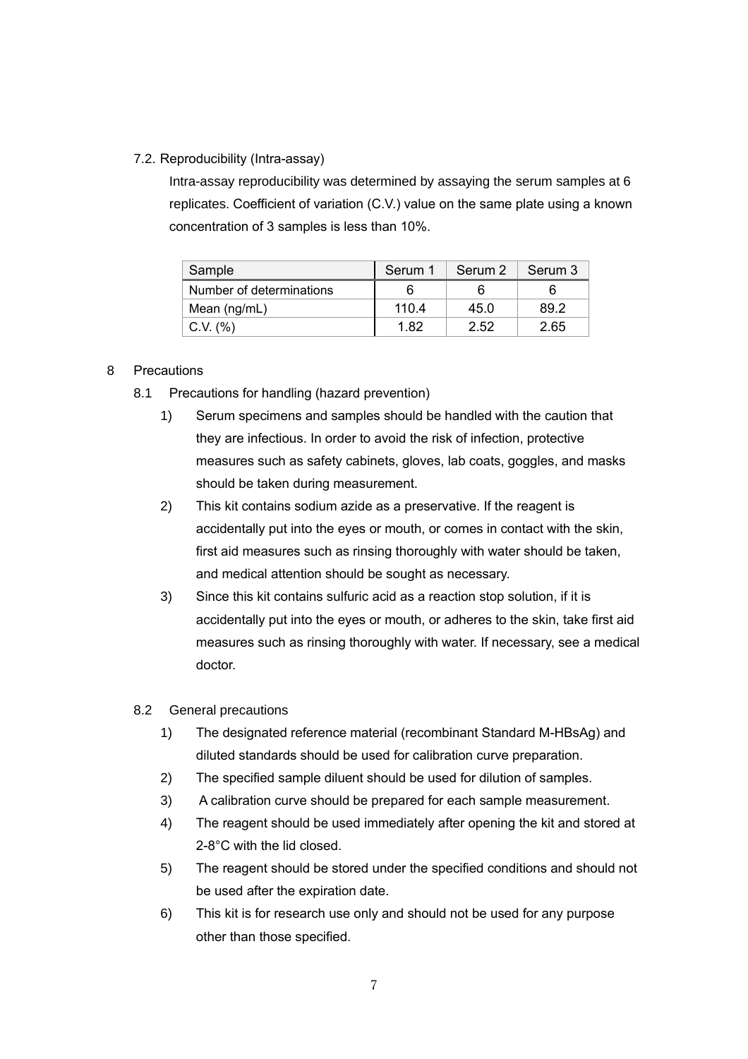### 7.2. Reproducibility (Intra-assay)

Intra-assay reproducibility was determined by assaying the serum samples at 6 replicates. Coefficient of variation (C.V.) value on the same plate using a known concentration of 3 samples is less than 10%.

| Sample | Serum 1 | Serum 2 | Serum 3 |
|---|---|---|---|
| Number of determinations | 6 | 6 | 6 |
| Mean (ng/mL) | 110.4 | 45.0 | 89.2 |
| C.V. (%) | 1.82 | 2.52 | 2.65 |

## 8 Precautions

### 8.1 Precautions for handling (hazard prevention)

1) Serum specimens and samples should be handled with the caution that they are infectious. In order to avoid the risk of infection, protective measures such as safety cabinets, gloves, lab coats, goggles, and masks should be taken during measurement.
2) This kit contains sodium azide as a preservative. If the reagent is accidentally put into the eyes or mouth, or comes in contact with the skin, first aid measures such as rinsing thoroughly with water should be taken, and medical attention should be sought as necessary.
3) Since this kit contains sulfuric acid as a reaction stop solution, if it is accidentally put into the eyes or mouth, or adheres to the skin, take first aid measures such as rinsing thoroughly with water. If necessary, see a medical doctor.

### 8.2 General precautions

1) The designated reference material (recombinant Standard M-HBsAg) and diluted standards should be used for calibration curve preparation.
2) The specified sample diluent should be used for dilution of samples.
3) A calibration curve should be prepared for each sample measurement.
4) The reagent should be used immediately after opening the kit and stored at 2-8°C with the lid closed.
5) The reagent should be stored under the specified conditions and should not be used after the expiration date.
6) This kit is for research use only and should not be used for any purpose other than those specified.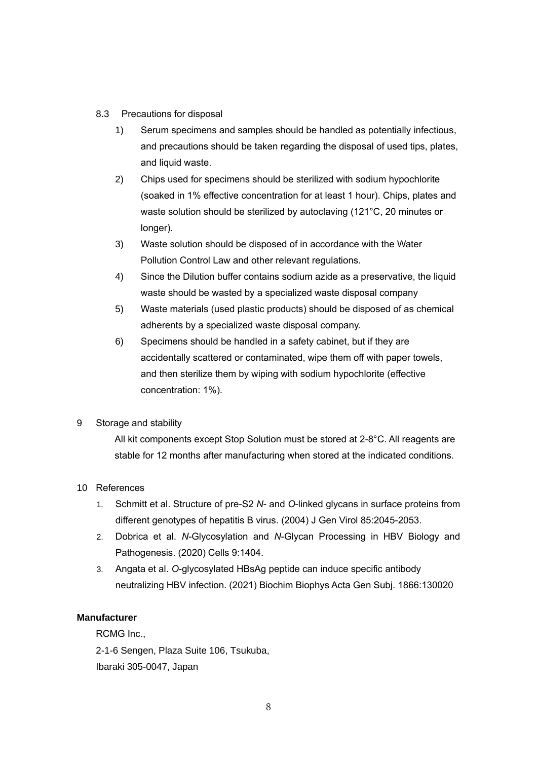### 8.3 Precautions for disposal

1) Serum specimens and samples should be handled as potentially infectious, and precautions should be taken regarding the disposal of used tips, plates, and liquid waste.
2) Chips used for specimens should be sterilized with sodium hypochlorite (soaked in 1% effective concentration for at least 1 hour). Chips, plates and waste solution should be sterilized by autoclaving (121°C, 20 minutes or longer).
3) Waste solution should be disposed of in accordance with the Water Pollution Control Law and other relevant regulations.
4) Since the Dilution buffer contains sodium azide as a preservative, the liquid waste should be wasted by a specialized waste disposal company
5) Waste materials (used plastic products) should be disposed of as chemical adherents by a specialized waste disposal company.
6) Specimens should be handled in a safety cabinet, but if they are accidentally scattered or contaminated, wipe them off with paper towels, and then sterilize them by wiping with sodium hypochlorite (effective concentration: 1%).

## 9 Storage and stability

All kit components except Stop Solution must be stored at 2-8°C. All reagents are stable for 12 months after manufacturing when stored at the indicated conditions.

## 10 References

1. Schmitt et al. Structure of pre-S2 *N*- and *O*-linked glycans in surface proteins from different genotypes of hepatitis B virus. (2004) J Gen Virol 85:2045-2053.
2. Dobrica et al. *N*-Glycosylation and *N*-Glycan Processing in HBV Biology and Pathogenesis. (2020) Cells 9:1404.
3. Angata et al. *O*-glycosylated HBsAg peptide can induce specific antibody neutralizing HBV infection. (2021) Biochim Biophys Acta Gen Subj. 1866:130020

**Manufacturer**

RCMG Inc.,
2-1-6 Sengen, Plaza Suite 106, Tsukuba,
Ibaraki 305-0047, Japan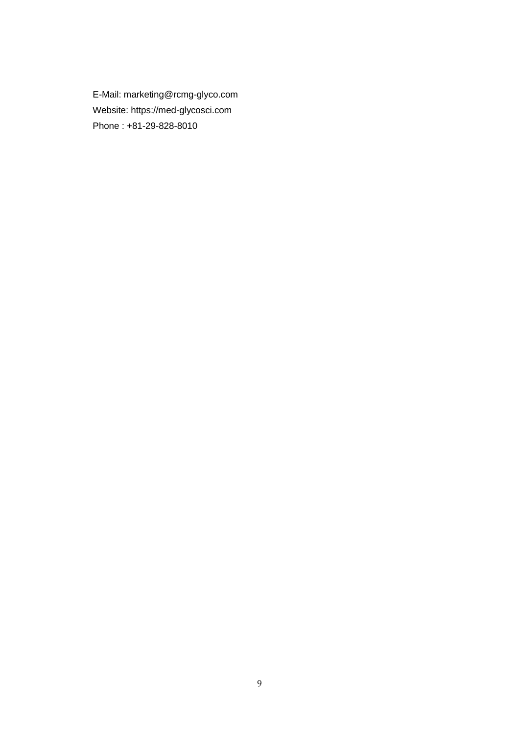E-Mail: marketing@rcmg-glyco.com

Website: https://med-glycosci.com

Phone : +81-29-828-8010